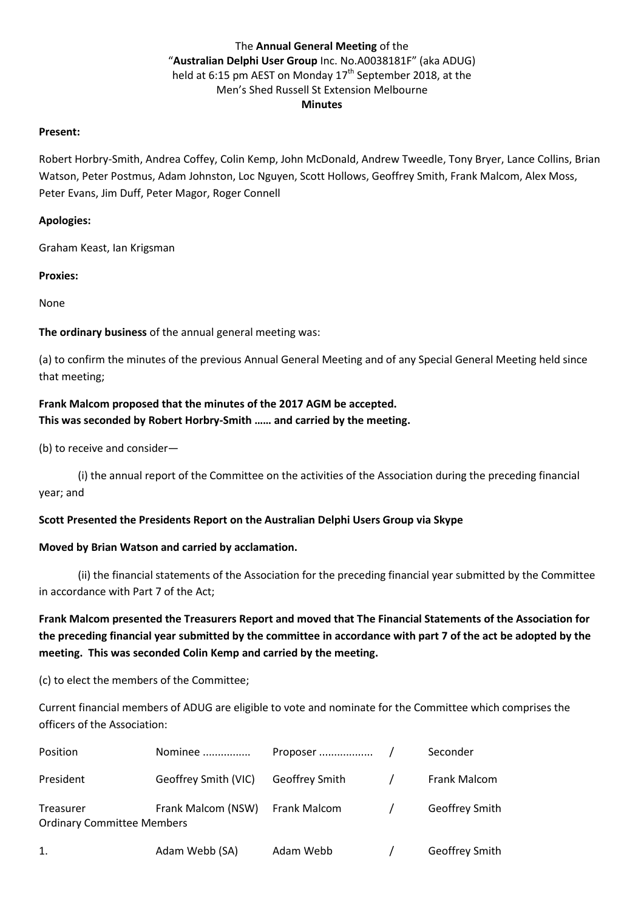The **Annual General Meeting** of the
"**Australian Delphi User Group** Inc. No.A0038181F" (aka ADUG)
held at 6:15 pm AEST on Monday 17th September 2018, at the
Men's Shed Russell St Extension Melbourne
**Minutes**

**Present:**

Robert Horbry-Smith, Andrea Coffey, Colin Kemp, John McDonald, Andrew Tweedle, Tony Bryer, Lance Collins, Brian Watson, Peter Postmus, Adam Johnston, Loc Nguyen, Scott Hollows, Geoffrey Smith, Frank Malcom, Alex Moss, Peter Evans, Jim Duff, Peter Magor, Roger Connell

**Apologies:**

Graham Keast, Ian Krigsman

**Proxies:**

None

**The ordinary business** of the annual general meeting was:

(a) to confirm the minutes of the previous Annual General Meeting and of any Special General Meeting held since that meeting;

**Frank Malcom proposed that the minutes of the 2017 AGM be accepted.**
**This was seconded by Robert Horbry-Smith …… and carried by the meeting.**

(b) to receive and consider—

(i) the annual report of the Committee on the activities of the Association during the preceding financial year; and

**Scott Presented the Presidents Report on the Australian Delphi Users Group via Skype**

**Moved by Brian Watson and carried by acclamation.**

(ii) the financial statements of the Association for the preceding financial year submitted by the Committee in accordance with Part 7 of the Act;

**Frank Malcom presented the Treasurers Report and moved that The Financial Statements of the Association for the preceding financial year submitted by the committee in accordance with part 7 of the act be adopted by the meeting. This was seconded Colin Kemp and carried by the meeting.**

(c) to elect the members of the Committee;

Current financial members of ADUG are eligible to vote and nominate for the Committee which comprises the officers of the Association:

| Position | Nominee ................ | Proposer .................. | / | Seconder |
|---|---|---|---|---|
| President | Geoffrey Smith (VIC) | Geoffrey Smith | / | Frank Malcom |
| Treasurer | Frank Malcom (NSW) | Frank Malcom | / | Geoffrey Smith |
| Ordinary Committee Members | | | | |
| 1. | Adam Webb (SA) | Adam Webb | / | Geoffrey Smith |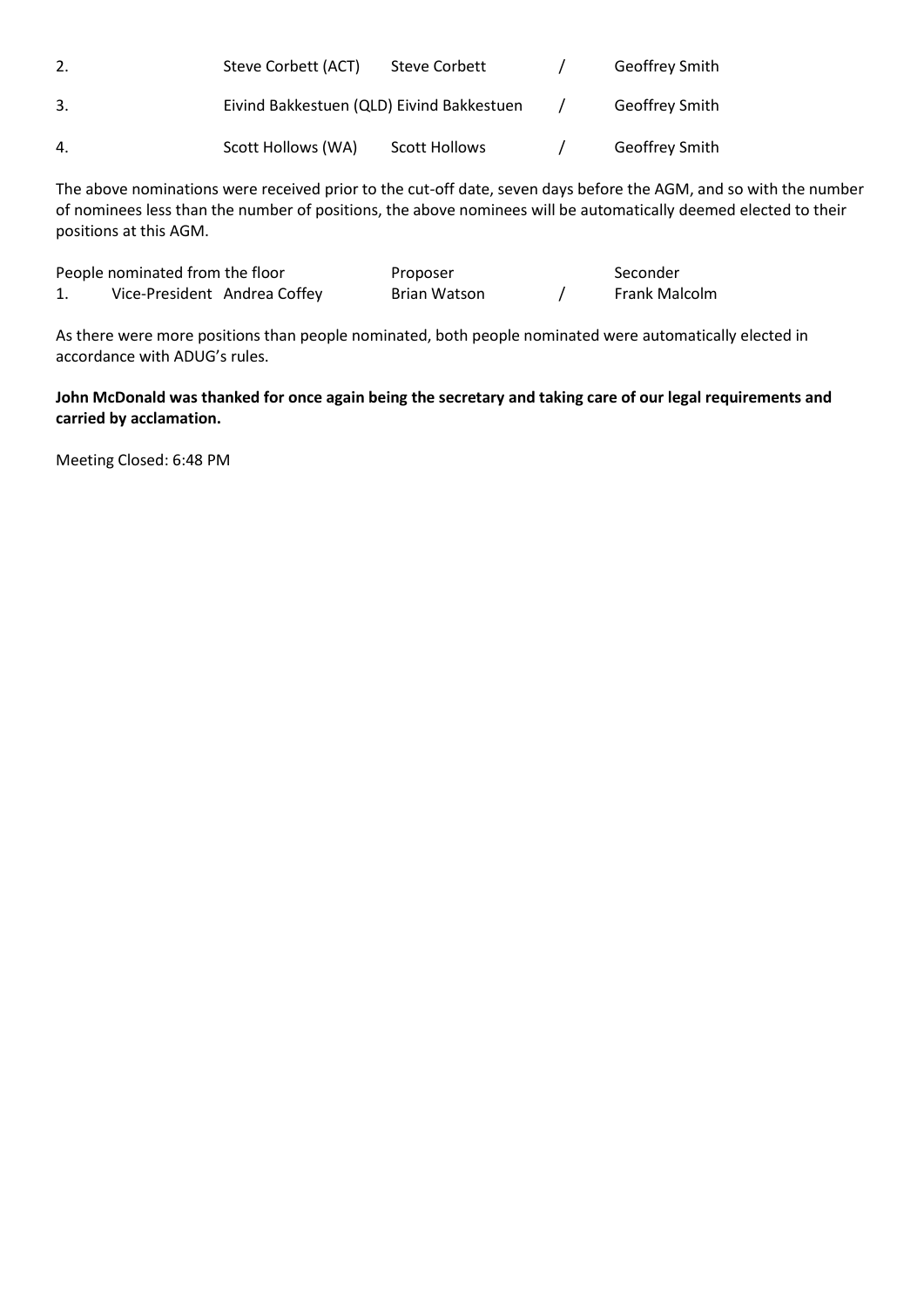| | | | | |
|---|---|---|---|---|
| 2. | Steve Corbett (ACT) | Steve Corbett | / | Geoffrey Smith |
| 3. | Eivind Bakkestuen (QLD) | Eivind Bakkestuen | / | Geoffrey Smith |
| 4. | Scott Hollows (WA) | Scott Hollows | / | Geoffrey Smith |

The above nominations were received prior to the cut-off date, seven days before the AGM, and so with the number of nominees less than the number of positions, the above nominees will be automatically deemed elected to their positions at this AGM.

| People nominated from the floor | | Proposer | | Seconder |
|---|---|---|---|---|
| 1. | Vice-President Andrea Coffey | Brian Watson | / | Frank Malcolm |

As there were more positions than people nominated, both people nominated were automatically elected in accordance with ADUG's rules.

**John McDonald was thanked for once again being the secretary and taking care of our legal requirements and carried by acclamation.**

Meeting Closed: 6:48 PM